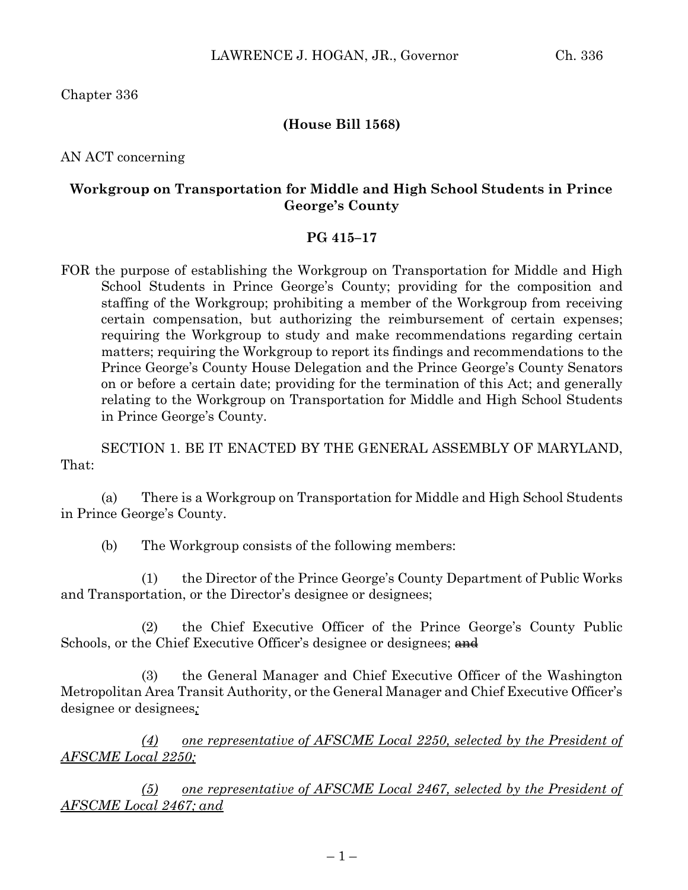Chapter 336

**(House Bill 1568)**

AN ACT concerning

**Workgroup on Transportation for Middle and High School Students in Prince George's County**

**PG 415–17**

FOR the purpose of establishing the Workgroup on Transportation for Middle and High School Students in Prince George's County; providing for the composition and staffing of the Workgroup; prohibiting a member of the Workgroup from receiving certain compensation, but authorizing the reimbursement of certain expenses; requiring the Workgroup to study and make recommendations regarding certain matters; requiring the Workgroup to report its findings and recommendations to the Prince George's County House Delegation and the Prince George's County Senators on or before a certain date; providing for the termination of this Act; and generally relating to the Workgroup on Transportation for Middle and High School Students in Prince George's County.

SECTION 1. BE IT ENACTED BY THE GENERAL ASSEMBLY OF MARYLAND, That:

(a) There is a Workgroup on Transportation for Middle and High School Students in Prince George's County.

(b) The Workgroup consists of the following members:

(1) the Director of the Prince George's County Department of Public Works and Transportation, or the Director's designee or designees;

(2) the Chief Executive Officer of the Prince George's County Public Schools, or the Chief Executive Officer's designee or designees; ~~and~~

(3) the General Manager and Chief Executive Officer of the Washington Metropolitan Area Transit Authority, or the General Manager and Chief Executive Officer's designee or designees<u>*;*</u>

<u>*(4) one representative of AFSCME Local 2250, selected by the President of AFSCME Local 2250;*</u>

<u>*(5) one representative of AFSCME Local 2467, selected by the President of AFSCME Local 2467; and*</u>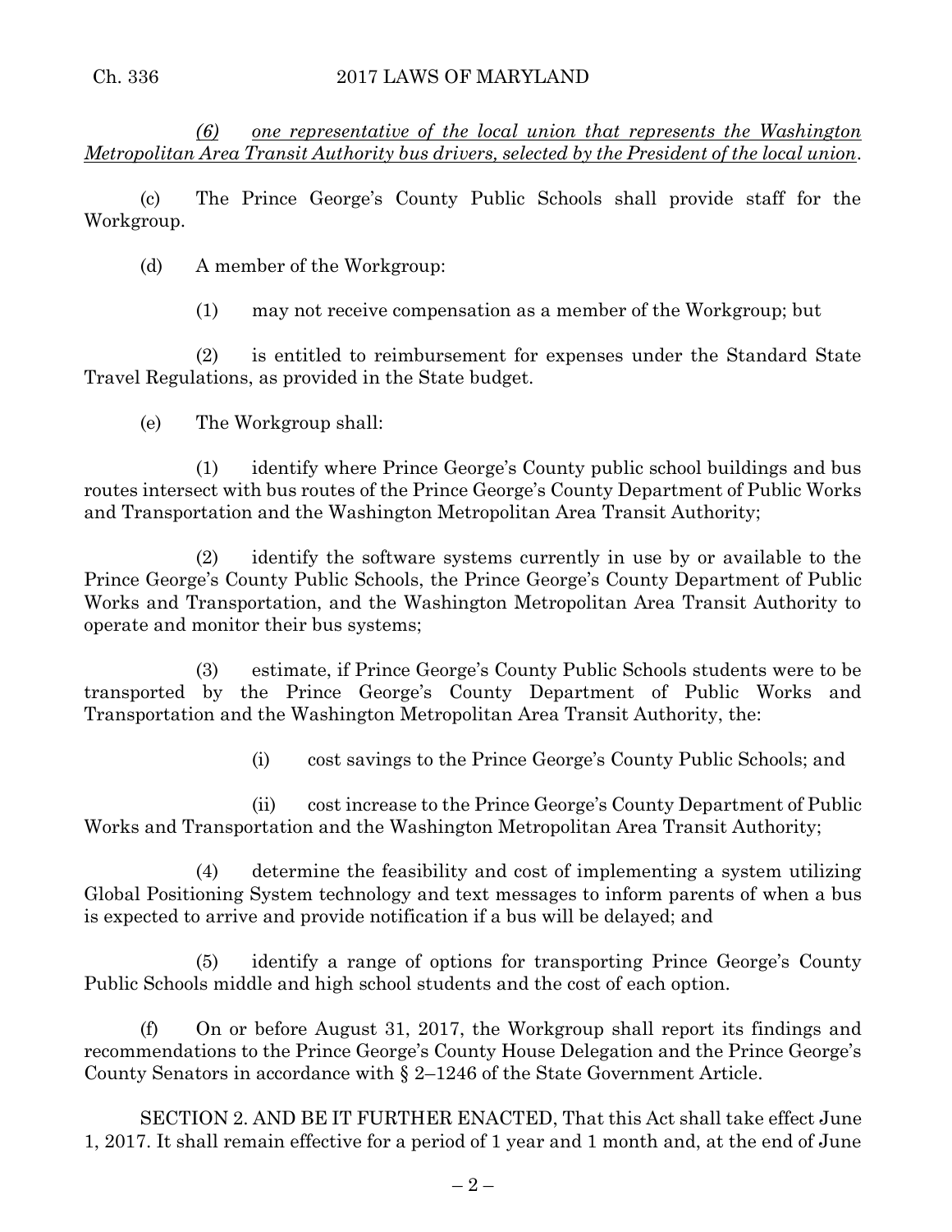*(6) one representative of the local union that represents the Washington Metropolitan Area Transit Authority bus drivers, selected by the President of the local union.*

(c) The Prince George's County Public Schools shall provide staff for the Workgroup.

(d) A member of the Workgroup:

(1) may not receive compensation as a member of the Workgroup; but

(2) is entitled to reimbursement for expenses under the Standard State Travel Regulations, as provided in the State budget.

(e) The Workgroup shall:

(1) identify where Prince George's County public school buildings and bus routes intersect with bus routes of the Prince George's County Department of Public Works and Transportation and the Washington Metropolitan Area Transit Authority;

(2) identify the software systems currently in use by or available to the Prince George's County Public Schools, the Prince George's County Department of Public Works and Transportation, and the Washington Metropolitan Area Transit Authority to operate and monitor their bus systems;

(3) estimate, if Prince George's County Public Schools students were to be transported by the Prince George's County Department of Public Works and Transportation and the Washington Metropolitan Area Transit Authority, the:

(i) cost savings to the Prince George's County Public Schools; and

(ii) cost increase to the Prince George's County Department of Public Works and Transportation and the Washington Metropolitan Area Transit Authority;

(4) determine the feasibility and cost of implementing a system utilizing Global Positioning System technology and text messages to inform parents of when a bus is expected to arrive and provide notification if a bus will be delayed; and

(5) identify a range of options for transporting Prince George's County Public Schools middle and high school students and the cost of each option.

(f) On or before August 31, 2017, the Workgroup shall report its findings and recommendations to the Prince George's County House Delegation and the Prince George's County Senators in accordance with § 2–1246 of the State Government Article.

SECTION 2. AND BE IT FURTHER ENACTED, That this Act shall take effect June 1, 2017. It shall remain effective for a period of 1 year and 1 month and, at the end of June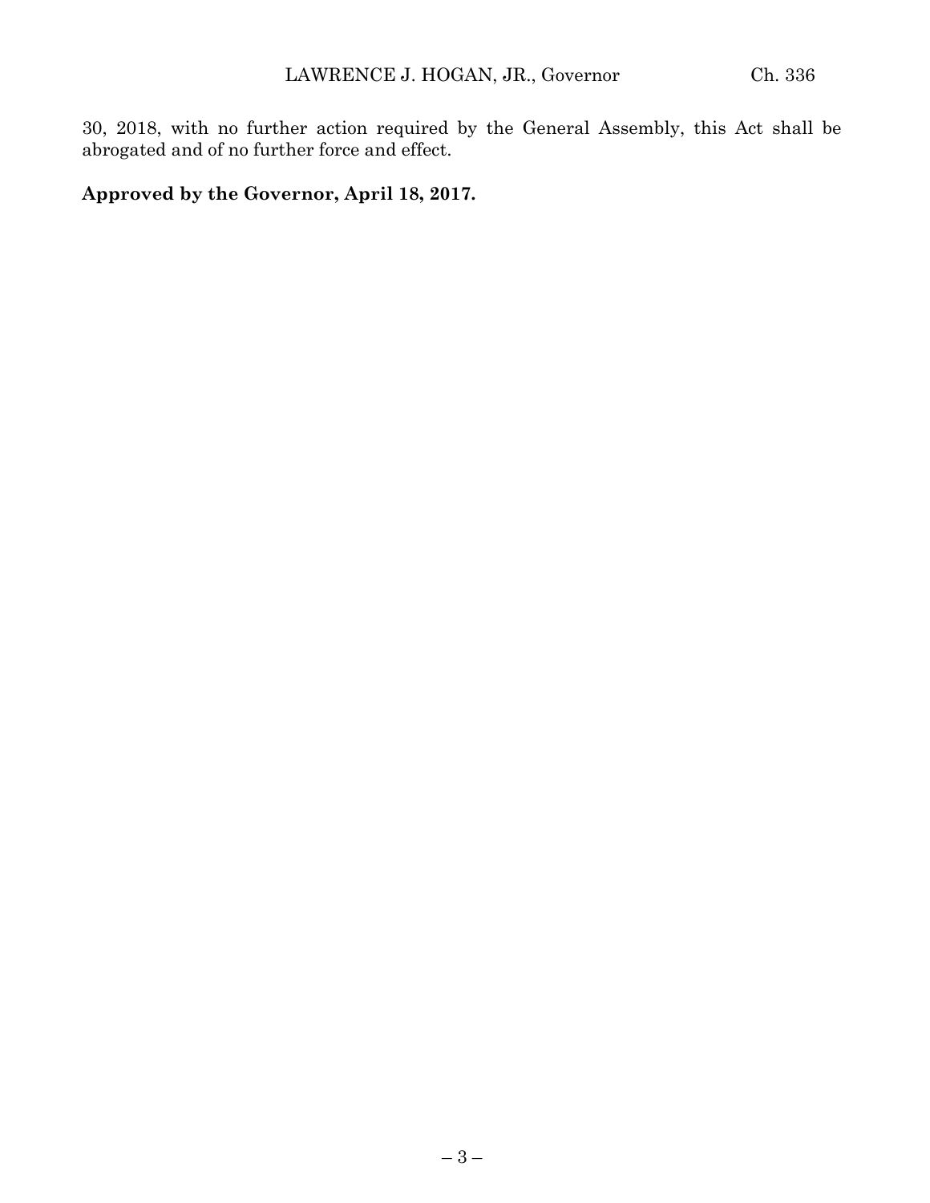30, 2018, with no further action required by the General Assembly, this Act shall be abrogated and of no further force and effect.

**Approved by the Governor, April 18, 2017.**